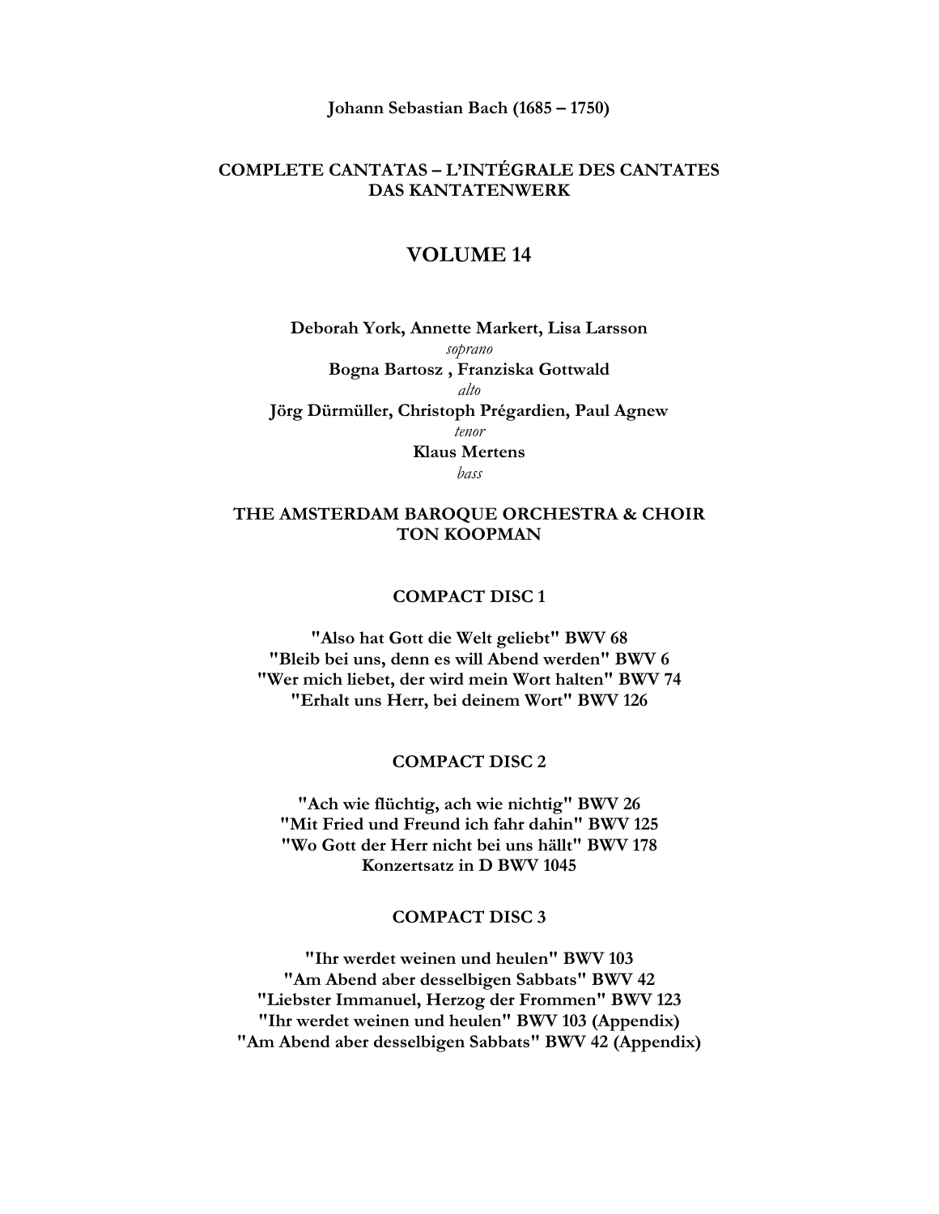**Johann Sebastian Bach (1685 – 1750)**

**COMPLETE CANTATAS – L'INTÉGRALE DES CANTATES**
**DAS KANTATENWERK**

# VOLUME 14

**Deborah York, Annette Markert, Lisa Larsson**
*soprano*
**Bogna Bartosz , Franziska Gottwald**
*alto*
**Jörg Dürmüller, Christoph Prégardien, Paul Agnew**
*tenor*
**Klaus Mertens**
*bass*

**THE AMSTERDAM BAROQUE ORCHESTRA & CHOIR**
**TON KOOPMAN**

## COMPACT DISC 1

**"Also hat Gott die Welt geliebt" BWV 68**
**"Bleib bei uns, denn es will Abend werden" BWV 6**
**"Wer mich liebet, der wird mein Wort halten" BWV 74**
**"Erhalt uns Herr, bei deinem Wort" BWV 126**

## COMPACT DISC 2

**"Ach wie flüchtig, ach wie nichtig" BWV 26**
**"Mit Fried und Freund ich fahr dahin" BWV 125**
**"Wo Gott der Herr nicht bei uns hällt" BWV 178**
**Konzertsatz in D BWV 1045**

## COMPACT DISC 3

**"Ihr werdet weinen und heulen" BWV 103**
**"Am Abend aber desselbigen Sabbats" BWV 42**
**"Liebster Immanuel, Herzog der Frommen" BWV 123**
**"Ihr werdet weinen und heulen" BWV 103 (Appendix)**
**"Am Abend aber desselbigen Sabbats" BWV 42 (Appendix)**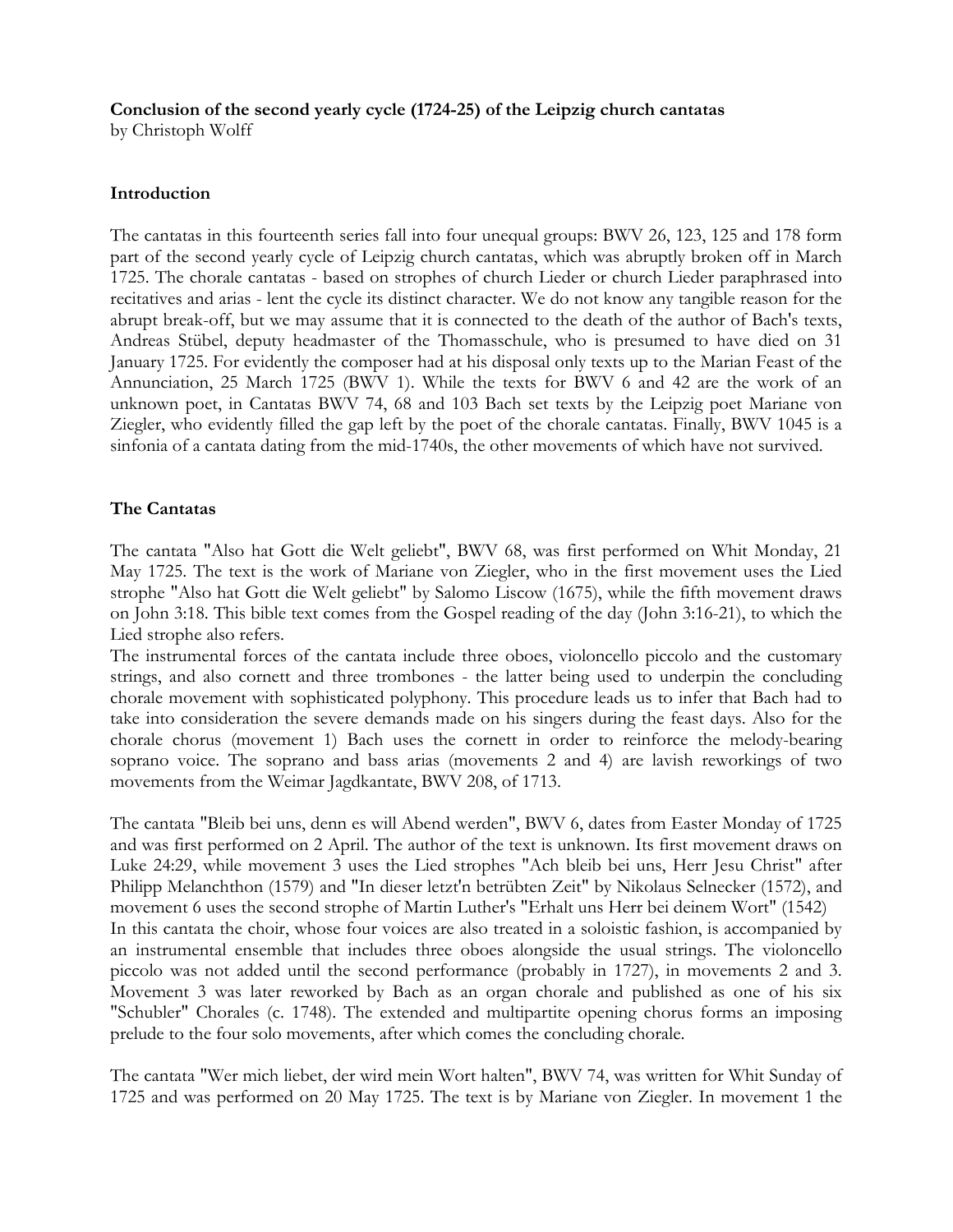**Conclusion of the second yearly cycle (1724-25) of the Leipzig church cantatas**
by Christoph Wolff

**Introduction**

The cantatas in this fourteenth series fall into four unequal groups: BWV 26, 123, 125 and 178 form part of the second yearly cycle of Leipzig church cantatas, which was abruptly broken off in March 1725. The chorale cantatas - based on strophes of church Lieder or church Lieder paraphrased into recitatives and arias - lent the cycle its distinct character. We do not know any tangible reason for the abrupt break-off, but we may assume that it is connected to the death of the author of Bach's texts, Andreas Stübel, deputy headmaster of the Thomasschule, who is presumed to have died on 31 January 1725. For evidently the composer had at his disposal only texts up to the Marian Feast of the Annunciation, 25 March 1725 (BWV 1). While the texts for BWV 6 and 42 are the work of an unknown poet, in Cantatas BWV 74, 68 and 103 Bach set texts by the Leipzig poet Mariane von Ziegler, who evidently filled the gap left by the poet of the chorale cantatas. Finally, BWV 1045 is a sinfonia of a cantata dating from the mid-1740s, the other movements of which have not survived.

**The Cantatas**

The cantata "Also hat Gott die Welt geliebt", BWV 68, was first performed on Whit Monday, 21 May 1725. The text is the work of Mariane von Ziegler, who in the first movement uses the Lied strophe "Also hat Gott die Welt geliebt" by Salomo Liscow (1675), while the fifth movement draws on John 3:18. This bible text comes from the Gospel reading of the day (John 3:16-21), to which the Lied strophe also refers.
The instrumental forces of the cantata include three oboes, violoncello piccolo and the customary strings, and also cornett and three trombones - the latter being used to underpin the concluding chorale movement with sophisticated polyphony. This procedure leads us to infer that Bach had to take into consideration the severe demands made on his singers during the feast days. Also for the chorale chorus (movement 1) Bach uses the cornett in order to reinforce the melody-bearing soprano voice. The soprano and bass arias (movements 2 and 4) are lavish reworkings of two movements from the Weimar Jagdkantate, BWV 208, of 1713.

The cantata "Bleib bei uns, denn es will Abend werden", BWV 6, dates from Easter Monday of 1725 and was first performed on 2 April. The author of the text is unknown. Its first movement draws on Luke 24:29, while movement 3 uses the Lied strophes "Ach bleib bei uns, Herr Jesu Christ" after Philipp Melanchthon (1579) and "In dieser letzt'n betrübten Zeit" by Nikolaus Selnecker (1572), and movement 6 uses the second strophe of Martin Luther's "Erhalt uns Herr bei deinem Wort" (1542)
In this cantata the choir, whose four voices are also treated in a soloistic fashion, is accompanied by an instrumental ensemble that includes three oboes alongside the usual strings. The violoncello piccolo was not added until the second performance (probably in 1727), in movements 2 and 3. Movement 3 was later reworked by Bach as an organ chorale and published as one of his six "Schubler" Chorales (c. 1748). The extended and multipartite opening chorus forms an imposing prelude to the four solo movements, after which comes the concluding chorale.

The cantata "Wer mich liebet, der wird mein Wort halten", BWV 74, was written for Whit Sunday of 1725 and was performed on 20 May 1725. The text is by Mariane von Ziegler. In movement 1 the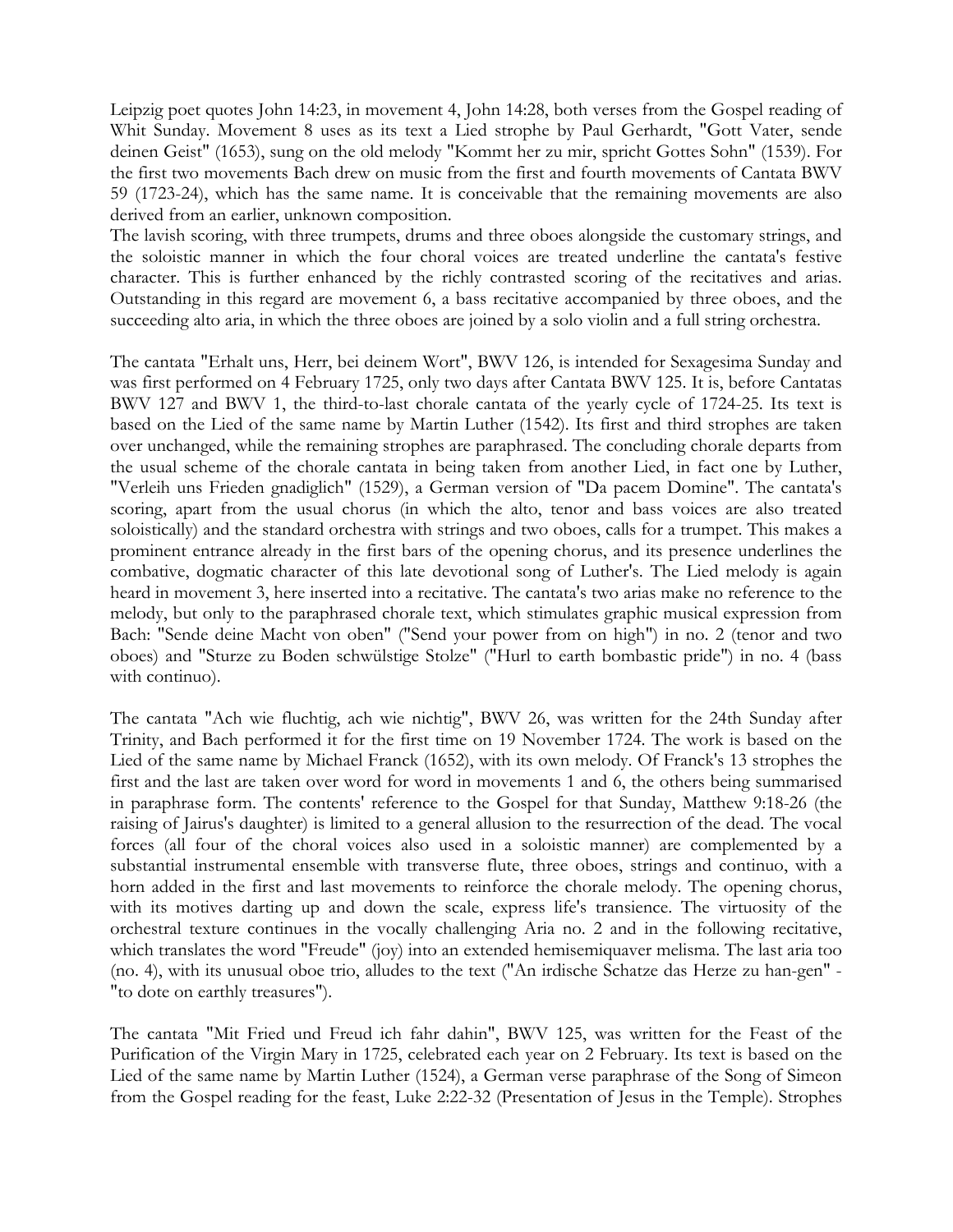Leipzig poet quotes John 14:23, in movement 4, John 14:28, both verses from the Gospel reading of Whit Sunday. Movement 8 uses as its text a Lied strophe by Paul Gerhardt, "Gott Vater, sende deinen Geist" (1653), sung on the old melody "Kommt her zu mir, spricht Gottes Sohn" (1539). For the first two movements Bach drew on music from the first and fourth movements of Cantata BWV 59 (1723-24), which has the same name. It is conceivable that the remaining movements are also derived from an earlier, unknown composition.
The lavish scoring, with three trumpets, drums and three oboes alongside the customary strings, and the soloistic manner in which the four choral voices are treated underline the cantata's festive character. This is further enhanced by the richly contrasted scoring of the recitatives and arias. Outstanding in this regard are movement 6, a bass recitative accompanied by three oboes, and the succeeding alto aria, in which the three oboes are joined by a solo violin and a full string orchestra.

The cantata "Erhalt uns, Herr, bei deinem Wort", BWV 126, is intended for Sexagesima Sunday and was first performed on 4 February 1725, only two days after Cantata BWV 125. It is, before Cantatas BWV 127 and BWV 1, the third-to-last chorale cantata of the yearly cycle of 1724-25. Its text is based on the Lied of the same name by Martin Luther (1542). Its first and third strophes are taken over unchanged, while the remaining strophes are paraphrased. The concluding chorale departs from the usual scheme of the chorale cantata in being taken from another Lied, in fact one by Luther, "Verleih uns Frieden gnadiglich" (1529), a German version of "Da pacem Domine". The cantata's scoring, apart from the usual chorus (in which the alto, tenor and bass voices are also treated soloistically) and the standard orchestra with strings and two oboes, calls for a trumpet. This makes a prominent entrance already in the first bars of the opening chorus, and its presence underlines the combative, dogmatic character of this late devotional song of Luther's. The Lied melody is again heard in movement 3, here inserted into a recitative. The cantata's two arias make no reference to the melody, but only to the paraphrased chorale text, which stimulates graphic musical expression from Bach: "Sende deine Macht von oben" ("Send your power from on high") in no. 2 (tenor and two oboes) and "Sturze zu Boden schwülstige Stolze" ("Hurl to earth bombastic pride") in no. 4 (bass with continuo).

The cantata "Ach wie fluchtig, ach wie nichtig", BWV 26, was written for the 24th Sunday after Trinity, and Bach performed it for the first time on 19 November 1724. The work is based on the Lied of the same name by Michael Franck (1652), with its own melody. Of Franck's 13 strophes the first and the last are taken over word for word in movements 1 and 6, the others being summarised in paraphrase form. The contents' reference to the Gospel for that Sunday, Matthew 9:18-26 (the raising of Jairus's daughter) is limited to a general allusion to the resurrection of the dead. The vocal forces (all four of the choral voices also used in a soloistic manner) are complemented by a substantial instrumental ensemble with transverse flute, three oboes, strings and continuo, with a horn added in the first and last movements to reinforce the chorale melody. The opening chorus, with its motives darting up and down the scale, express life's transience. The virtuosity of the orchestral texture continues in the vocally challenging Aria no. 2 and in the following recitative, which translates the word "Freude" (joy) into an extended hemisemiquaver melisma. The last aria too (no. 4), with its unusual oboe trio, alludes to the text ("An irdische Schatze das Herze zu han-gen" - "to dote on earthly treasures").

The cantata "Mit Fried und Freud ich fahr dahin", BWV 125, was written for the Feast of the Purification of the Virgin Mary in 1725, celebrated each year on 2 February. Its text is based on the Lied of the same name by Martin Luther (1524), a German verse paraphrase of the Song of Simeon from the Gospel reading for the feast, Luke 2:22-32 (Presentation of Jesus in the Temple). Strophes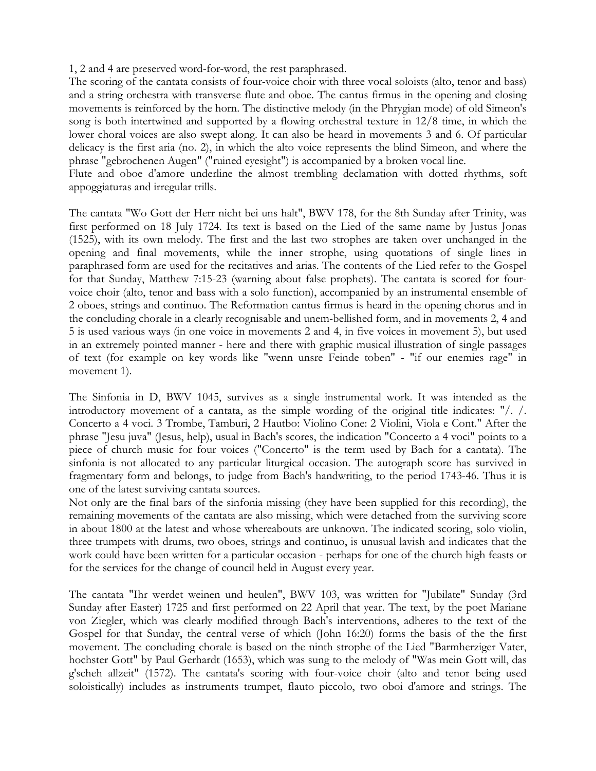1, 2 and 4 are preserved word-for-word, the rest paraphrased.

The scoring of the cantata consists of four-voice choir with three vocal soloists (alto, tenor and bass) and a string orchestra with transverse flute and oboe. The cantus firmus in the opening and closing movements is reinforced by the horn. The distinctive melody (in the Phrygian mode) of old Simeon's song is both intertwined and supported by a flowing orchestral texture in 12/8 time, in which the lower choral voices are also swept along. It can also be heard in movements 3 and 6. Of particular delicacy is the first aria (no. 2), in which the alto voice represents the blind Simeon, and where the phrase "gebrochenen Augen" ("ruined eyesight") is accompanied by a broken vocal line.

Flute and oboe d'amore underline the almost trembling declamation with dotted rhythms, soft appoggiaturas and irregular trills.

The cantata "Wo Gott der Herr nicht bei uns halt", BWV 178, for the 8th Sunday after Trinity, was first performed on 18 July 1724. Its text is based on the Lied of the same name by Justus Jonas (1525), with its own melody. The first and the last two strophes are taken over unchanged in the opening and final movements, while the inner strophe, using quotations of single lines in paraphrased form are used for the recitatives and arias. The contents of the Lied refer to the Gospel for that Sunday, Matthew 7:15-23 (warning about false prophets). The cantata is scored for four-voice choir (alto, tenor and bass with a solo function), accompanied by an instrumental ensemble of 2 oboes, strings and continuo. The Reformation cantus firmus is heard in the opening chorus and in the concluding chorale in a clearly recognisable and unem-bellished form, and in movements 2, 4 and 5 is used various ways (in one voice in movements 2 and 4, in five voices in movement 5), but used in an extremely pointed manner - here and there with graphic musical illustration of single passages of text (for example on key words like "wenn unsre Feinde toben" - "if our enemies rage" in movement 1).

The Sinfonia in D, BWV 1045, survives as a single instrumental work. It was intended as the introductory movement of a cantata, as the simple wording of the original title indicates: "/. /. Concerto a 4 voci. 3 Trombe, Tamburi, 2 Hautbo: Violino Cone: 2 Violini, Viola e Cont." After the phrase "Jesu juva" (Jesus, help), usual in Bach's scores, the indication "Concerto a 4 voci" points to a piece of church music for four voices ("Concerto" is the term used by Bach for a cantata). The sinfonia is not allocated to any particular liturgical occasion. The autograph score has survived in fragmentary form and belongs, to judge from Bach's handwriting, to the period 1743-46. Thus it is one of the latest surviving cantata sources.

Not only are the final bars of the sinfonia missing (they have been supplied for this recording), the remaining movements of the cantata are also missing, which were detached from the surviving score in about 1800 at the latest and whose whereabouts are unknown. The indicated scoring, solo violin, three trumpets with drums, two oboes, strings and continuo, is unusual lavish and indicates that the work could have been written for a particular occasion - perhaps for one of the church high feasts or for the services for the change of council held in August every year.

The cantata "Ihr werdet weinen und heulen", BWV 103, was written for "Jubilate" Sunday (3rd Sunday after Easter) 1725 and first performed on 22 April that year. The text, by the poet Mariane von Ziegler, which was clearly modified through Bach's interventions, adheres to the text of the Gospel for that Sunday, the central verse of which (John 16:20) forms the basis of the the first movement. The concluding chorale is based on the ninth strophe of the Lied "Barmherziger Vater, hochster Gott" by Paul Gerhardt (1653), which was sung to the melody of "Was mein Gott will, das g'scheh allzeit" (1572). The cantata's scoring with four-voice choir (alto and tenor being used soloistically) includes as instruments trumpet, flauto piccolo, two oboi d'amore and strings. The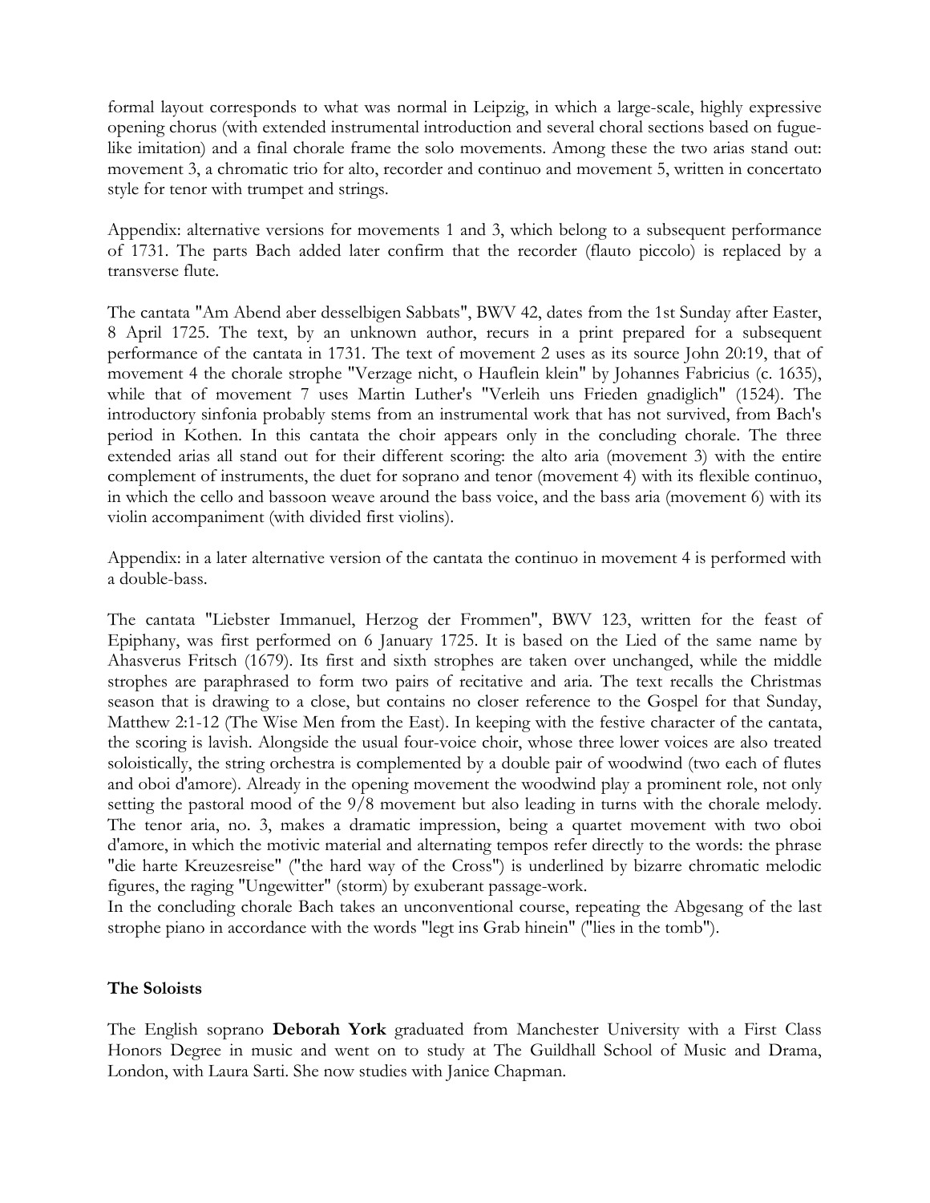formal layout corresponds to what was normal in Leipzig, in which a large-scale, highly expressive opening chorus (with extended instrumental introduction and several choral sections based on fugue-like imitation) and a final chorale frame the solo movements. Among these the two arias stand out: movement 3, a chromatic trio for alto, recorder and continuo and movement 5, written in concertato style for tenor with trumpet and strings.

Appendix: alternative versions for movements 1 and 3, which belong to a subsequent performance of 1731. The parts Bach added later confirm that the recorder (flauto piccolo) is replaced by a transverse flute.

The cantata "Am Abend aber desselbigen Sabbats", BWV 42, dates from the 1st Sunday after Easter, 8 April 1725. The text, by an unknown author, recurs in a print prepared for a subsequent performance of the cantata in 1731. The text of movement 2 uses as its source John 20:19, that of movement 4 the chorale strophe "Verzage nicht, o Hauflein klein" by Johannes Fabricius (c. 1635), while that of movement 7 uses Martin Luther's "Verleih uns Frieden gnadiglich" (1524). The introductory sinfonia probably stems from an instrumental work that has not survived, from Bach's period in Kothen. In this cantata the choir appears only in the concluding chorale. The three extended arias all stand out for their different scoring: the alto aria (movement 3) with the entire complement of instruments, the duet for soprano and tenor (movement 4) with its flexible continuo, in which the cello and bassoon weave around the bass voice, and the bass aria (movement 6) with its violin accompaniment (with divided first violins).

Appendix: in a later alternative version of the cantata the continuo in movement 4 is performed with a double-bass.

The cantata "Liebster Immanuel, Herzog der Frommen", BWV 123, written for the feast of Epiphany, was first performed on 6 January 1725. It is based on the Lied of the same name by Ahasverus Fritsch (1679). Its first and sixth strophes are taken over unchanged, while the middle strophes are paraphrased to form two pairs of recitative and aria. The text recalls the Christmas season that is drawing to a close, but contains no closer reference to the Gospel for that Sunday, Matthew 2:1-12 (The Wise Men from the East). In keeping with the festive character of the cantata, the scoring is lavish. Alongside the usual four-voice choir, whose three lower voices are also treated soloistically, the string orchestra is complemented by a double pair of woodwind (two each of flutes and oboi d'amore). Already in the opening movement the woodwind play a prominent role, not only setting the pastoral mood of the 9/8 movement but also leading in turns with the chorale melody. The tenor aria, no. 3, makes a dramatic impression, being a quartet movement with two oboi d'amore, in which the motivic material and alternating tempos refer directly to the words: the phrase "die harte Kreuzesreise" ("the hard way of the Cross") is underlined by bizarre chromatic melodic figures, the raging "Ungewitter" (storm) by exuberant passage-work.
In the concluding chorale Bach takes an unconventional course, repeating the Abgesang of the last strophe piano in accordance with the words "legt ins Grab hinein" ("lies in the tomb").

**The Soloists**

The English soprano **Deborah York** graduated from Manchester University with a First Class Honors Degree in music and went on to study at The Guildhall School of Music and Drama, London, with Laura Sarti. She now studies with Janice Chapman.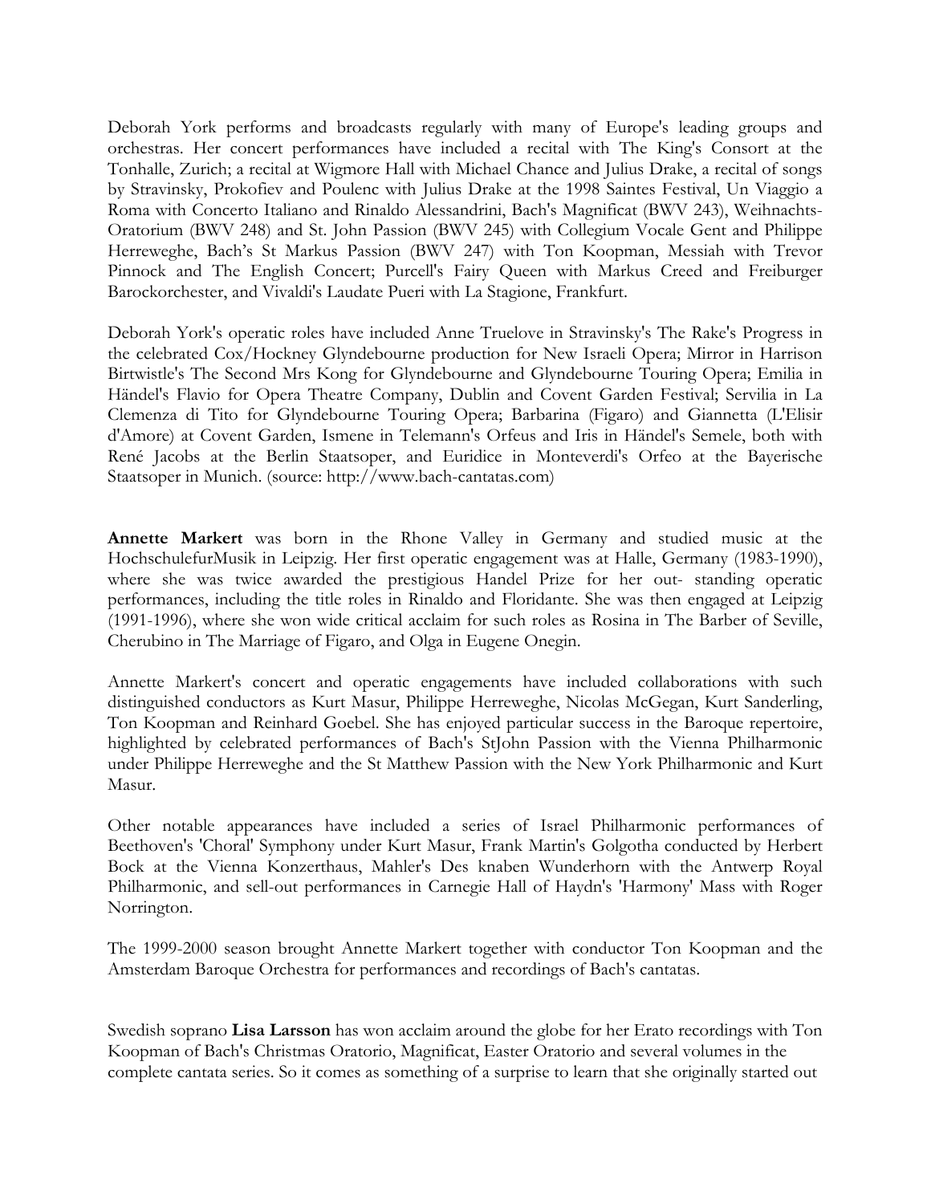Deborah York performs and broadcasts regularly with many of Europe's leading groups and orchestras. Her concert performances have included a recital with The King's Consort at the Tonhalle, Zurich; a recital at Wigmore Hall with Michael Chance and Julius Drake, a recital of songs by Stravinsky, Prokofiev and Poulenc with Julius Drake at the 1998 Saintes Festival, Un Viaggio a Roma with Concerto Italiano and Rinaldo Alessandrini, Bach's Magnificat (BWV 243), Weihnachts-Oratorium (BWV 248) and St. John Passion (BWV 245) with Collegium Vocale Gent and Philippe Herreweghe, Bach's St Markus Passion (BWV 247) with Ton Koopman, Messiah with Trevor Pinnock and The English Concert; Purcell's Fairy Queen with Markus Creed and Freiburger Barockorchester, and Vivaldi's Laudate Pueri with La Stagione, Frankfurt.

Deborah York's operatic roles have included Anne Truelove in Stravinsky's The Rake's Progress in the celebrated Cox/Hockney Glyndebourne production for New Israeli Opera; Mirror in Harrison Birtwistle's The Second Mrs Kong for Glyndebourne and Glyndebourne Touring Opera; Emilia in Händel's Flavio for Opera Theatre Company, Dublin and Covent Garden Festival; Servilia in La Clemenza di Tito for Glyndebourne Touring Opera; Barbarina (Figaro) and Giannetta (L'Elisir d'Amore) at Covent Garden, Ismene in Telemann's Orfeus and Iris in Händel's Semele, both with René Jacobs at the Berlin Staatsoper, and Euridice in Monteverdi's Orfeo at the Bayerische Staatsoper in Munich. (source: http://www.bach-cantatas.com)

**Annette Markert** was born in the Rhone Valley in Germany and studied music at the HochschulefurMusik in Leipzig. Her first operatic engagement was at Halle, Germany (1983-1990), where she was twice awarded the prestigious Handel Prize for her out- standing operatic performances, including the title roles in Rinaldo and Floridante. She was then engaged at Leipzig (1991-1996), where she won wide critical acclaim for such roles as Rosina in The Barber of Seville, Cherubino in The Marriage of Figaro, and Olga in Eugene Onegin.

Annette Markert's concert and operatic engagements have included collaborations with such distinguished conductors as Kurt Masur, Philippe Herreweghe, Nicolas McGegan, Kurt Sanderling, Ton Koopman and Reinhard Goebel. She has enjoyed particular success in the Baroque repertoire, highlighted by celebrated performances of Bach's StJohn Passion with the Vienna Philharmonic under Philippe Herreweghe and the St Matthew Passion with the New York Philharmonic and Kurt Masur.

Other notable appearances have included a series of Israel Philharmonic performances of Beethoven's 'Choral' Symphony under Kurt Masur, Frank Martin's Golgotha conducted by Herbert Bock at the Vienna Konzerthaus, Mahler's Des knaben Wunderhorn with the Antwerp Royal Philharmonic, and sell-out performances in Carnegie Hall of Haydn's 'Harmony' Mass with Roger Norrington.

The 1999-2000 season brought Annette Markert together with conductor Ton Koopman and the Amsterdam Baroque Orchestra for performances and recordings of Bach's cantatas.

Swedish soprano **Lisa Larsson** has won acclaim around the globe for her Erato recordings with Ton Koopman of Bach's Christmas Oratorio, Magnificat, Easter Oratorio and several volumes in the complete cantata series. So it comes as something of a surprise to learn that she originally started out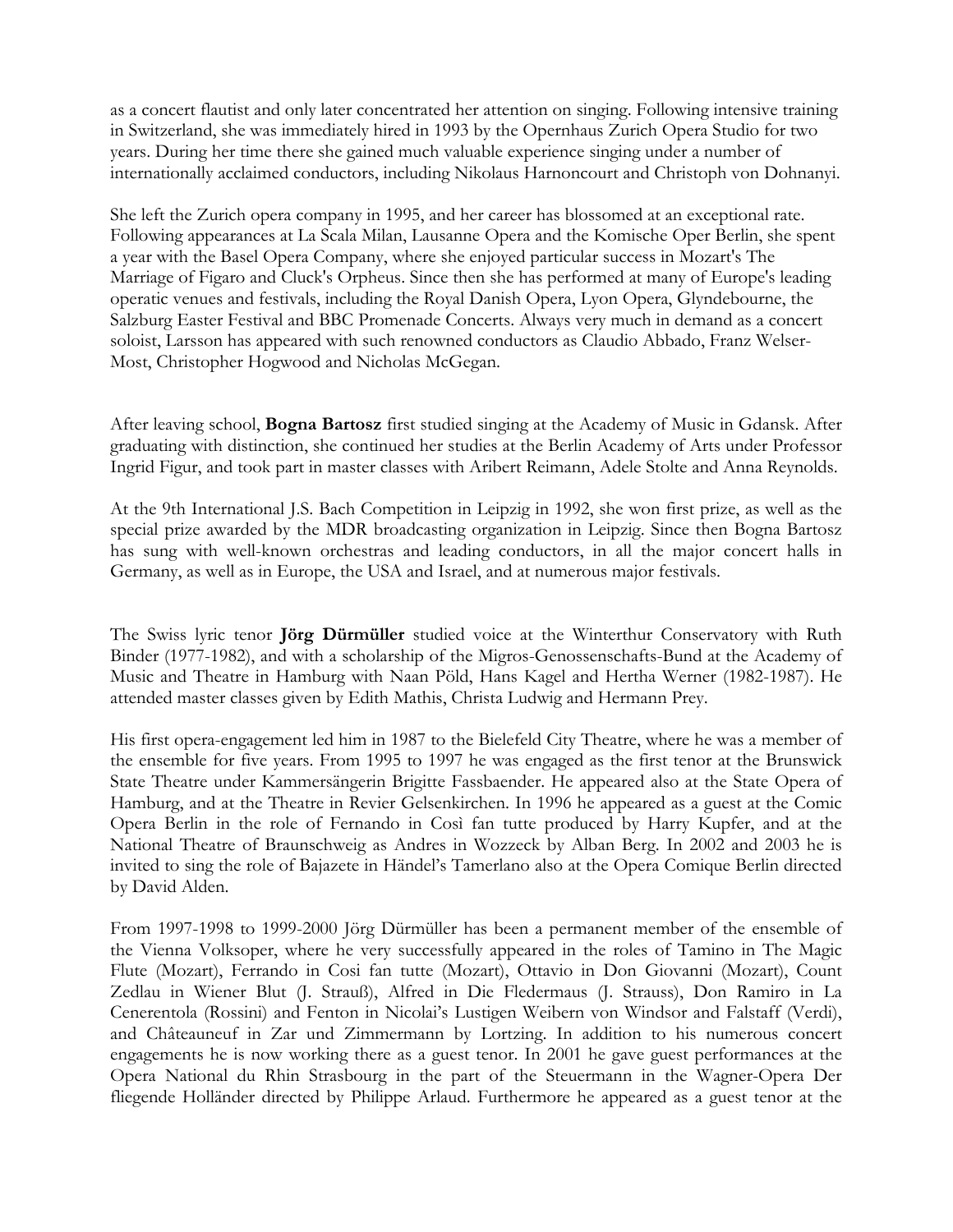as a concert flautist and only later concentrated her attention on singing. Following intensive training in Switzerland, she was immediately hired in 1993 by the Opernhaus Zurich Opera Studio for two years. During her time there she gained much valuable experience singing under a number of internationally acclaimed conductors, including Nikolaus Harnoncourt and Christoph von Dohnanyi.

She left the Zurich opera company in 1995, and her career has blossomed at an exceptional rate. Following appearances at La Scala Milan, Lausanne Opera and the Komische Oper Berlin, she spent a year with the Basel Opera Company, where she enjoyed particular success in Mozart's The Marriage of Figaro and Cluck's Orpheus. Since then she has performed at many of Europe's leading operatic venues and festivals, including the Royal Danish Opera, Lyon Opera, Glyndebourne, the Salzburg Easter Festival and BBC Promenade Concerts. Always very much in demand as a concert soloist, Larsson has appeared with such renowned conductors as Claudio Abbado, Franz Welser-Most, Christopher Hogwood and Nicholas McGegan.

After leaving school, **Bogna Bartosz** first studied singing at the Academy of Music in Gdansk. After graduating with distinction, she continued her studies at the Berlin Academy of Arts under Professor Ingrid Figur, and took part in master classes with Aribert Reimann, Adele Stolte and Anna Reynolds.

At the 9th International J.S. Bach Competition in Leipzig in 1992, she won first prize, as well as the special prize awarded by the MDR broadcasting organization in Leipzig. Since then Bogna Bartosz has sung with well-known orchestras and leading conductors, in all the major concert halls in Germany, as well as in Europe, the USA and Israel, and at numerous major festivals.

The Swiss lyric tenor **Jörg Dürmüller** studied voice at the Winterthur Conservatory with Ruth Binder (1977-1982), and with a scholarship of the Migros-Genossenschafts-Bund at the Academy of Music and Theatre in Hamburg with Naan Pöld, Hans Kagel and Hertha Werner (1982-1987). He attended master classes given by Edith Mathis, Christa Ludwig and Hermann Prey.

His first opera-engagement led him in 1987 to the Bielefeld City Theatre, where he was a member of the ensemble for five years. From 1995 to 1997 he was engaged as the first tenor at the Brunswick State Theatre under Kammersängerin Brigitte Fassbaender. He appeared also at the State Opera of Hamburg, and at the Theatre in Revier Gelsenkirchen. In 1996 he appeared as a guest at the Comic Opera Berlin in the role of Fernando in Così fan tutte produced by Harry Kupfer, and at the National Theatre of Braunschweig as Andres in Wozzeck by Alban Berg. In 2002 and 2003 he is invited to sing the role of Bajazete in Händel's Tamerlano also at the Opera Comique Berlin directed by David Alden.

From 1997-1998 to 1999-2000 Jörg Dürmüller has been a permanent member of the ensemble of the Vienna Volksoper, where he very successfully appeared in the roles of Tamino in The Magic Flute (Mozart), Ferrando in Cosi fan tutte (Mozart), Ottavio in Don Giovanni (Mozart), Count Zedlau in Wiener Blut (J. Strauß), Alfred in Die Fledermaus (J. Strauss), Don Ramiro in La Cenerentola (Rossini) and Fenton in Nicolai's Lustigen Weibern von Windsor and Falstaff (Verdi), and Châteauneuf in Zar und Zimmermann by Lortzing. In addition to his numerous concert engagements he is now working there as a guest tenor. In 2001 he gave guest performances at the Opera National du Rhin Strasbourg in the part of the Steuermann in the Wagner-Opera Der fliegende Holländer directed by Philippe Arlaud. Furthermore he appeared as a guest tenor at the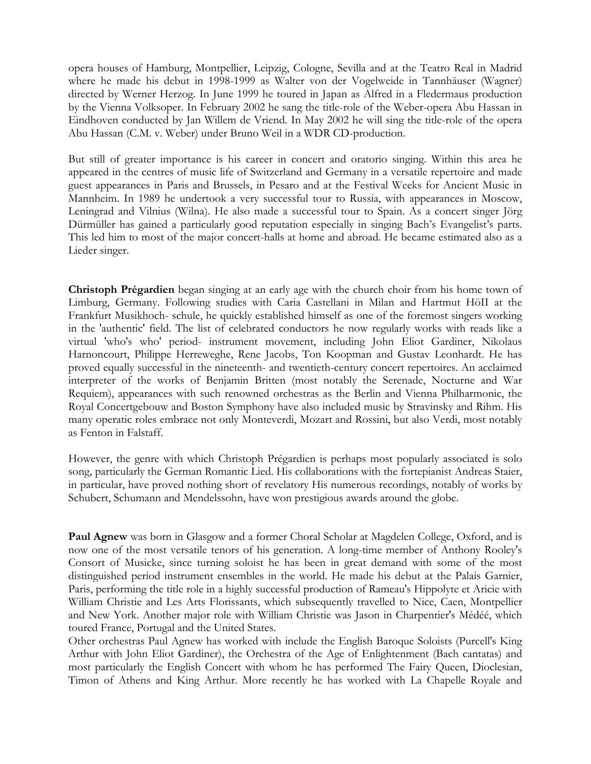opera houses of Hamburg, Montpellier, Leipzig, Cologne, Sevilla and at the Teatro Real in Madrid where he made his debut in 1998-1999 as Walter von der Vogelweide in Tannhäuser (Wagner) directed by Werner Herzog. In June 1999 he toured in Japan as Alfred in a Fledermaus production by the Vienna Volksoper. In February 2002 he sang the title-role of the Weber-opera Abu Hassan in Eindhoven conducted by Jan Willem de Vriend. In May 2002 he will sing the title-role of the opera Abu Hassan (C.M. v. Weber) under Bruno Weil in a WDR CD-production.

But still of greater importance is his career in concert and oratorio singing. Within this area he appeared in the centres of music life of Switzerland and Germany in a versatile repertoire and made guest appearances in Paris and Brussels, in Pesaro and at the Festival Weeks for Ancient Music in Mannheim. In 1989 he undertook a very successful tour to Russia, with appearances in Moscow, Leningrad and Vilnius (Wilna). He also made a successful tour to Spain. As a concert singer Jörg Dürmüller has gained a particularly good reputation especially in singing Bach's Evangelist's parts. This led him to most of the major concert-halls at home and abroad. He became estimated also as a Lieder singer.

**Christoph Prégardien** began singing at an early age with the church choir from his home town of Limburg, Germany. Following studies with Caria Castellani in Milan and Hartmut HöII at the Frankfurt Musikhoch- schule, he quickly established himself as one of the foremost singers working in the 'authentic' field. The list of celebrated conductors he now regularly works with reads like a virtual 'who's who' period- instrument movement, including John Eliot Gardiner, Nikolaus Harnoncourt, Philippe Herreweghe, Rene Jacobs, Ton Koopman and Gustav Leonhardt. He has proved equally successful in the nineteenth- and twentieth-century concert repertoires. An acclaimed interpreter of the works of Benjamin Britten (most notably the Serenade, Nocturne and War Requiem), appearances with such renowned orchestras as the Berlin and Vienna Philharmonic, the Royal Concertgebouw and Boston Symphony have also included music by Stravinsky and Rihm. His many operatic roles embrace not only Monteverdi, Mozart and Rossini, but also Verdi, most notably as Fenton in Falstaff.

However, the genre with which Christoph Prégardien is perhaps most popularly associated is solo song, particularly the German Romantic Lied. His collaborations with the fortepianist Andreas Staier, in particular, have proved nothing short of revelatory His numerous recordings, notably of works by Schubert, Schumann and Mendelssohn, have won prestigious awards around the globe.

**Paul Agnew** was born in Glasgow and a former Choral Scholar at Magdelen College, Oxford, and is now one of the most versatile tenors of his generation. A long-time member of Anthony Rooley's Consort of Musicke, since turning soloist he has been in great demand with some of the most distinguished period instrument ensembles in the world. He made his debut at the Palais Garnier, Paris, performing the title role in a highly successful production of Rameau's Hippolyte et Aricie with William Christie and Les Arts Florissants, which subsequently travelled to Nice, Caen, Montpellier and New York. Another major role with William Christie was Jason in Charpentier's Médéé, which toured France, Portugal and the United States.

Other orchestras Paul Agnew has worked with include the English Baroque Soloists (Purcell's King Arthur with John Eliot Gardiner), the Orchestra of the Age of Enlightenment (Bach cantatas) and most particularly the English Concert with whom he has performed The Fairy Queen, Dioclesian, Timon of Athens and King Arthur. More recently he has worked with La Chapelle Royale and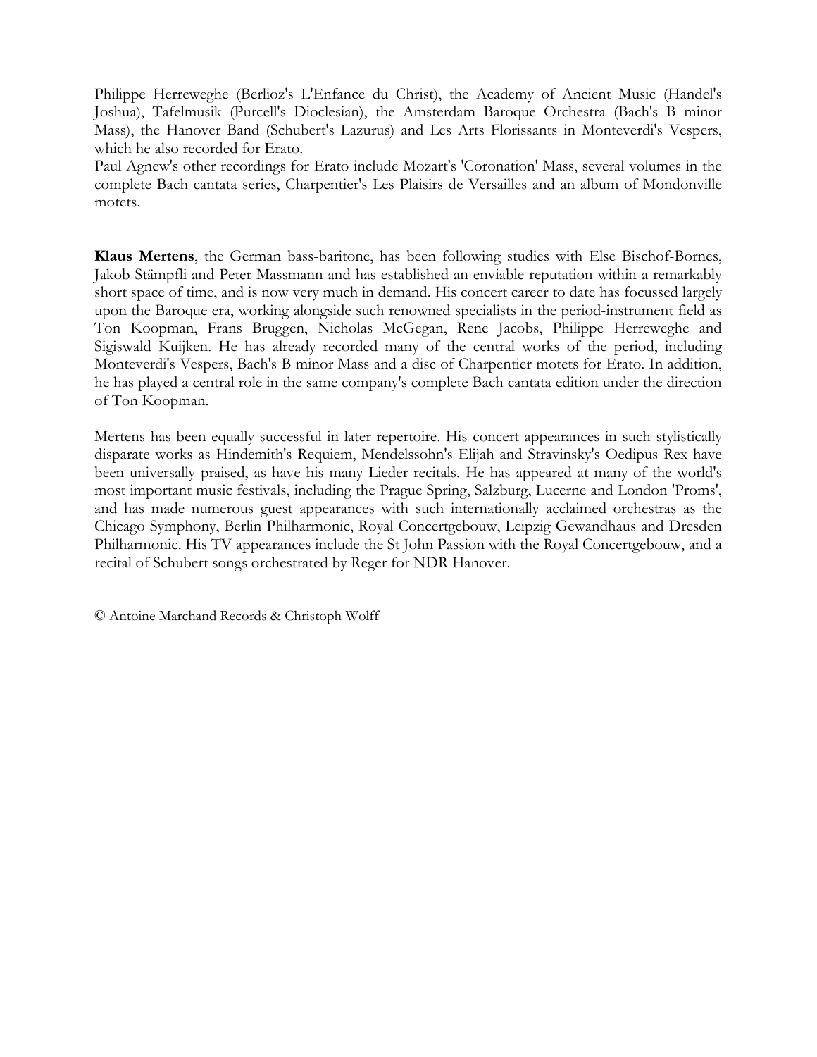Philippe Herreweghe (Berlioz's L'Enfance du Christ), the Academy of Ancient Music (Handel's Joshua), Tafelmusik (Purcell's Dioclesian), the Amsterdam Baroque Orchestra (Bach's B minor Mass), the Hanover Band (Schubert's Lazurus) and Les Arts Florissants in Monteverdi's Vespers, which he also recorded for Erato.
Paul Agnew's other recordings for Erato include Mozart's 'Coronation' Mass, several volumes in the complete Bach cantata series, Charpentier's Les Plaisirs de Versailles and an album of Mondonville motets.

**Klaus Mertens**, the German bass-baritone, has been following studies with Else Bischof-Bornes, Jakob Stämpfli and Peter Massmann and has established an enviable reputation within a remarkably short space of time, and is now very much in demand. His concert career to date has focussed largely upon the Baroque era, working alongside such renowned specialists in the period-instrument field as Ton Koopman, Frans Bruggen, Nicholas McGegan, Rene Jacobs, Philippe Herreweghe and Sigiswald Kuijken. He has already recorded many of the central works of the period, including Monteverdi's Vespers, Bach's B minor Mass and a disc of Charpentier motets for Erato. In addition, he has played a central role in the same company's complete Bach cantata edition under the direction of Ton Koopman.

Mertens has been equally successful in later repertoire. His concert appearances in such stylistically disparate works as Hindemith's Requiem, Mendelssohn's Elijah and Stravinsky's Oedipus Rex have been universally praised, as have his many Lieder recitals. He has appeared at many of the world's most important music festivals, including the Prague Spring, Salzburg, Lucerne and London 'Proms', and has made numerous guest appearances with such internationally acclaimed orchestras as the Chicago Symphony, Berlin Philharmonic, Royal Concertgebouw, Leipzig Gewandhaus and Dresden Philharmonic. His TV appearances include the St John Passion with the Royal Concertgebouw, and a recital of Schubert songs orchestrated by Reger for NDR Hanover.

© Antoine Marchand Records & Christoph Wolff